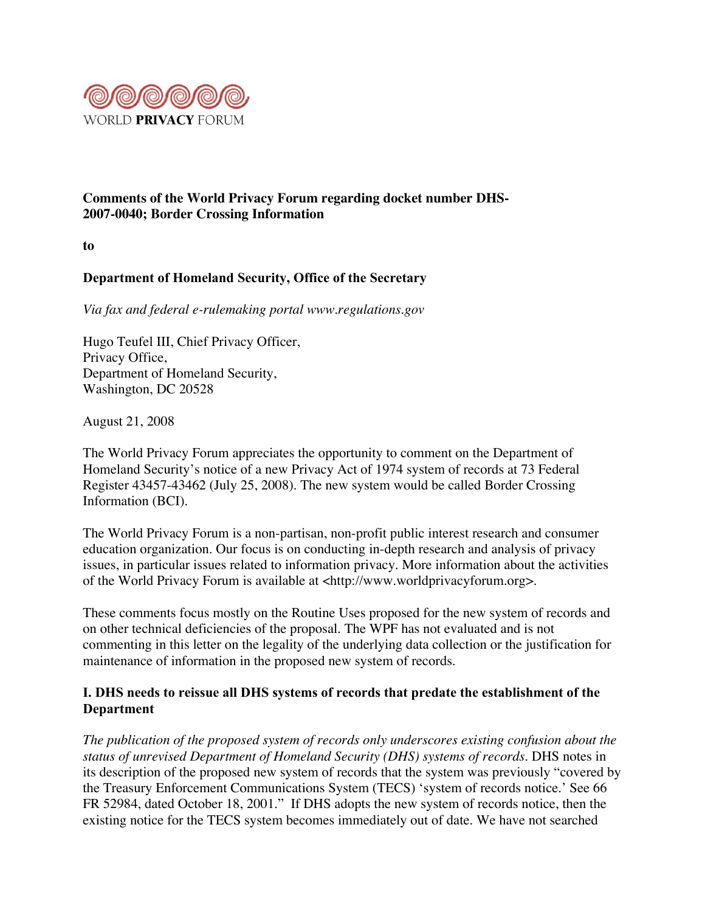WORLD **PRIVACY** FORUM

**Comments of the World Privacy Forum regarding docket number DHS-2007-0040; Border Crossing Information**

**to**

**Department of Homeland Security, Office of the Secretary**

*Via fax and federal e-rulemaking portal www.regulations.gov*

Hugo Teufel III, Chief Privacy Officer,
Privacy Office,
Department of Homeland Security,
Washington, DC 20528

August 21, 2008

The World Privacy Forum appreciates the opportunity to comment on the Department of Homeland Security's notice of a new Privacy Act of 1974 system of records at 73 Federal Register 43457-43462 (July 25, 2008). The new system would be called Border Crossing Information (BCI).

The World Privacy Forum is a non-partisan, non-profit public interest research and consumer education organization. Our focus is on conducting in-depth research and analysis of privacy issues, in particular issues related to information privacy. More information about the activities of the World Privacy Forum is available at <http://www.worldprivacyforum.org>.

These comments focus mostly on the Routine Uses proposed for the new system of records and on other technical deficiencies of the proposal. The WPF has not evaluated and is not commenting in this letter on the legality of the underlying data collection or the justification for maintenance of information in the proposed new system of records.

### I. DHS needs to reissue all DHS systems of records that predate the establishment of the Department

*The publication of the proposed system of records only underscores existing confusion about the status of unrevised Department of Homeland Security (DHS) systems of records*. DHS notes in its description of the proposed new system of records that the system was previously "covered by the Treasury Enforcement Communications System (TECS) 'system of records notice.' See 66 FR 52984, dated October 18, 2001." If DHS adopts the new system of records notice, then the existing notice for the TECS system becomes immediately out of date. We have not searched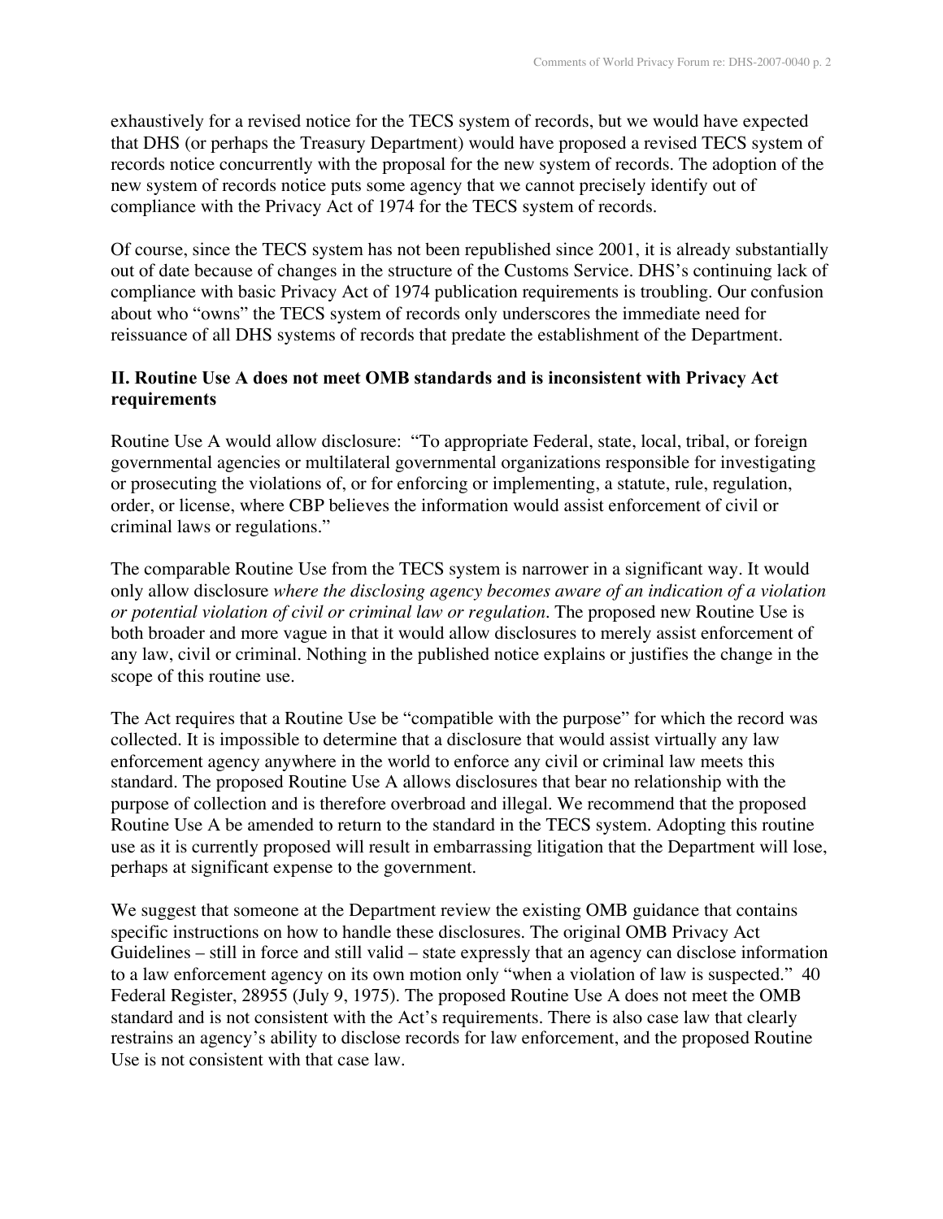exhaustively for a revised notice for the TECS system of records, but we would have expected that DHS (or perhaps the Treasury Department) would have proposed a revised TECS system of records notice concurrently with the proposal for the new system of records. The adoption of the new system of records notice puts some agency that we cannot precisely identify out of compliance with the Privacy Act of 1974 for the TECS system of records.

Of course, since the TECS system has not been republished since 2001, it is already substantially out of date because of changes in the structure of the Customs Service. DHS's continuing lack of compliance with basic Privacy Act of 1974 publication requirements is troubling. Our confusion about who "owns" the TECS system of records only underscores the immediate need for reissuance of all DHS systems of records that predate the establishment of the Department.

## II. Routine Use A does not meet OMB standards and is inconsistent with Privacy Act requirements

Routine Use A would allow disclosure: "To appropriate Federal, state, local, tribal, or foreign governmental agencies or multilateral governmental organizations responsible for investigating or prosecuting the violations of, or for enforcing or implementing, a statute, rule, regulation, order, or license, where CBP believes the information would assist enforcement of civil or criminal laws or regulations."

The comparable Routine Use from the TECS system is narrower in a significant way. It would only allow disclosure *where the disclosing agency becomes aware of an indication of a violation or potential violation of civil or criminal law or regulation*. The proposed new Routine Use is both broader and more vague in that it would allow disclosures to merely assist enforcement of any law, civil or criminal. Nothing in the published notice explains or justifies the change in the scope of this routine use.

The Act requires that a Routine Use be "compatible with the purpose" for which the record was collected. It is impossible to determine that a disclosure that would assist virtually any law enforcement agency anywhere in the world to enforce any civil or criminal law meets this standard. The proposed Routine Use A allows disclosures that bear no relationship with the purpose of collection and is therefore overbroad and illegal. We recommend that the proposed Routine Use A be amended to return to the standard in the TECS system. Adopting this routine use as it is currently proposed will result in embarrassing litigation that the Department will lose, perhaps at significant expense to the government.

We suggest that someone at the Department review the existing OMB guidance that contains specific instructions on how to handle these disclosures. The original OMB Privacy Act Guidelines – still in force and still valid – state expressly that an agency can disclose information to a law enforcement agency on its own motion only "when a violation of law is suspected." 40 Federal Register, 28955 (July 9, 1975). The proposed Routine Use A does not meet the OMB standard and is not consistent with the Act's requirements. There is also case law that clearly restrains an agency's ability to disclose records for law enforcement, and the proposed Routine Use is not consistent with that case law.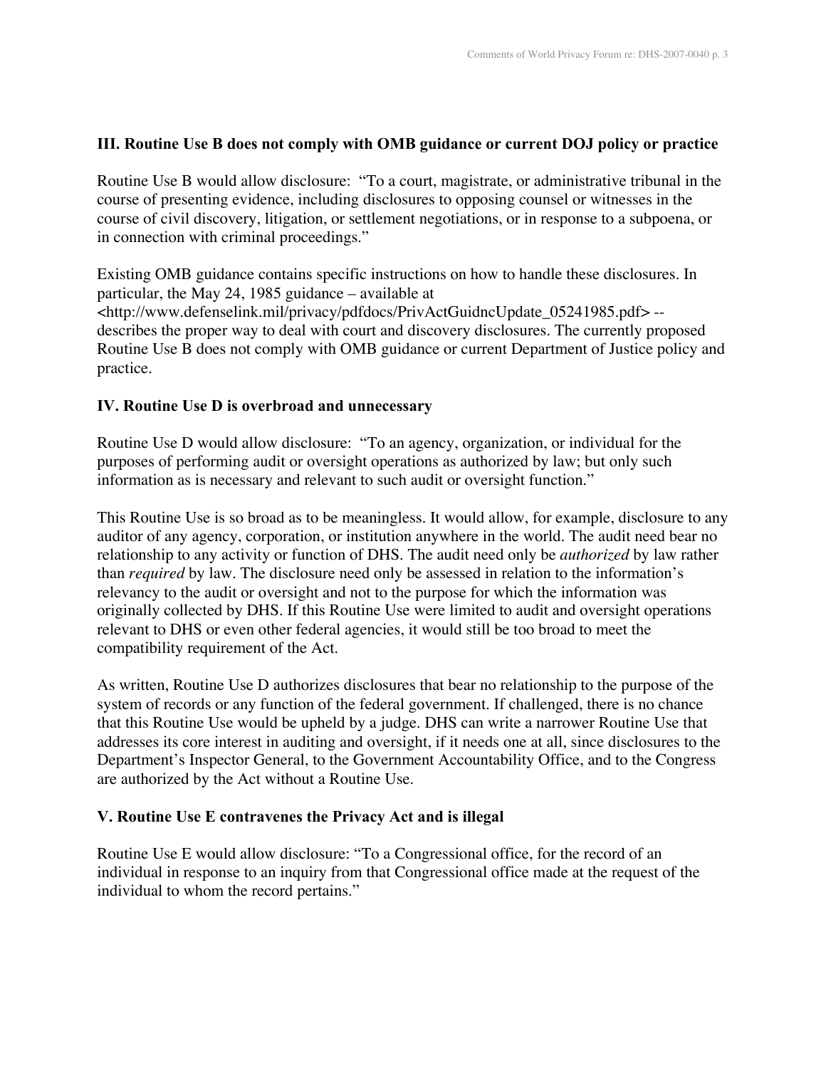### III. Routine Use B does not comply with OMB guidance or current DOJ policy or practice

Routine Use B would allow disclosure: "To a court, magistrate, or administrative tribunal in the course of presenting evidence, including disclosures to opposing counsel or witnesses in the course of civil discovery, litigation, or settlement negotiations, or in response to a subpoena, or in connection with criminal proceedings."

Existing OMB guidance contains specific instructions on how to handle these disclosures. In particular, the May 24, 1985 guidance – available at <http://www.defenselink.mil/privacy/pdfdocs/PrivActGuidncUpdate_05241985.pdf> -- describes the proper way to deal with court and discovery disclosures. The currently proposed Routine Use B does not comply with OMB guidance or current Department of Justice policy and practice.

### IV. Routine Use D is overbroad and unnecessary

Routine Use D would allow disclosure: "To an agency, organization, or individual for the purposes of performing audit or oversight operations as authorized by law; but only such information as is necessary and relevant to such audit or oversight function."

This Routine Use is so broad as to be meaningless. It would allow, for example, disclosure to any auditor of any agency, corporation, or institution anywhere in the world. The audit need bear no relationship to any activity or function of DHS. The audit need only be *authorized* by law rather than *required* by law. The disclosure need only be assessed in relation to the information's relevancy to the audit or oversight and not to the purpose for which the information was originally collected by DHS. If this Routine Use were limited to audit and oversight operations relevant to DHS or even other federal agencies, it would still be too broad to meet the compatibility requirement of the Act.

As written, Routine Use D authorizes disclosures that bear no relationship to the purpose of the system of records or any function of the federal government. If challenged, there is no chance that this Routine Use would be upheld by a judge. DHS can write a narrower Routine Use that addresses its core interest in auditing and oversight, if it needs one at all, since disclosures to the Department's Inspector General, to the Government Accountability Office, and to the Congress are authorized by the Act without a Routine Use.

### V. Routine Use E contravenes the Privacy Act and is illegal

Routine Use E would allow disclosure: "To a Congressional office, for the record of an individual in response to an inquiry from that Congressional office made at the request of the individual to whom the record pertains."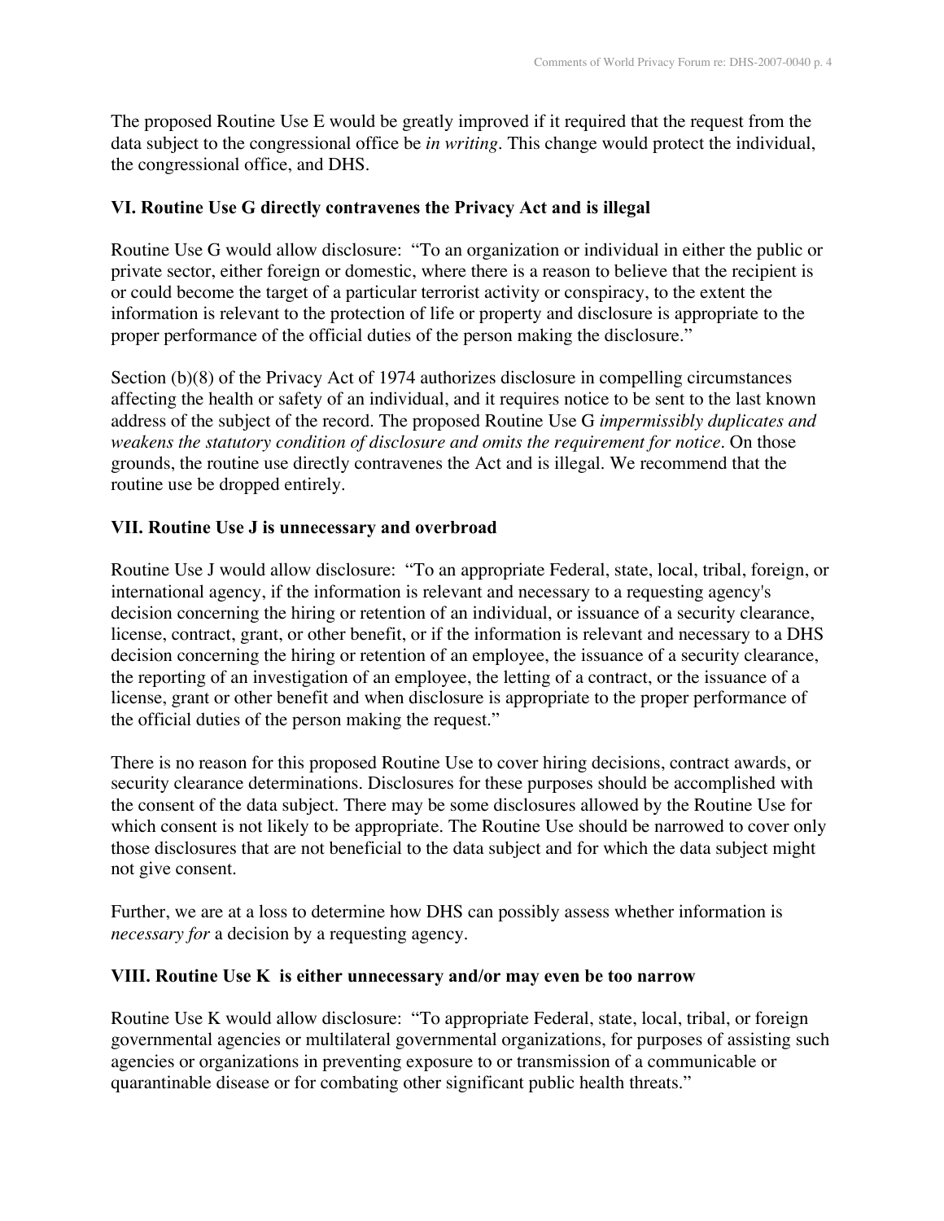The proposed Routine Use E would be greatly improved if it required that the request from the data subject to the congressional office be *in writing*. This change would protect the individual, the congressional office, and DHS.

### VI. Routine Use G directly contravenes the Privacy Act and is illegal

Routine Use G would allow disclosure: "To an organization or individual in either the public or private sector, either foreign or domestic, where there is a reason to believe that the recipient is or could become the target of a particular terrorist activity or conspiracy, to the extent the information is relevant to the protection of life or property and disclosure is appropriate to the proper performance of the official duties of the person making the disclosure."

Section (b)(8) of the Privacy Act of 1974 authorizes disclosure in compelling circumstances affecting the health or safety of an individual, and it requires notice to be sent to the last known address of the subject of the record. The proposed Routine Use G *impermissibly duplicates and weakens the statutory condition of disclosure and omits the requirement for notice*. On those grounds, the routine use directly contravenes the Act and is illegal. We recommend that the routine use be dropped entirely.

### VII. Routine Use J is unnecessary and overbroad

Routine Use J would allow disclosure: "To an appropriate Federal, state, local, tribal, foreign, or international agency, if the information is relevant and necessary to a requesting agency's decision concerning the hiring or retention of an individual, or issuance of a security clearance, license, contract, grant, or other benefit, or if the information is relevant and necessary to a DHS decision concerning the hiring or retention of an employee, the issuance of a security clearance, the reporting of an investigation of an employee, the letting of a contract, or the issuance of a license, grant or other benefit and when disclosure is appropriate to the proper performance of the official duties of the person making the request."

There is no reason for this proposed Routine Use to cover hiring decisions, contract awards, or security clearance determinations. Disclosures for these purposes should be accomplished with the consent of the data subject. There may be some disclosures allowed by the Routine Use for which consent is not likely to be appropriate. The Routine Use should be narrowed to cover only those disclosures that are not beneficial to the data subject and for which the data subject might not give consent.

Further, we are at a loss to determine how DHS can possibly assess whether information is *necessary for* a decision by a requesting agency.

### VIII. Routine Use K is either unnecessary and/or may even be too narrow

Routine Use K would allow disclosure: "To appropriate Federal, state, local, tribal, or foreign governmental agencies or multilateral governmental organizations, for purposes of assisting such agencies or organizations in preventing exposure to or transmission of a communicable or quarantinable disease or for combating other significant public health threats."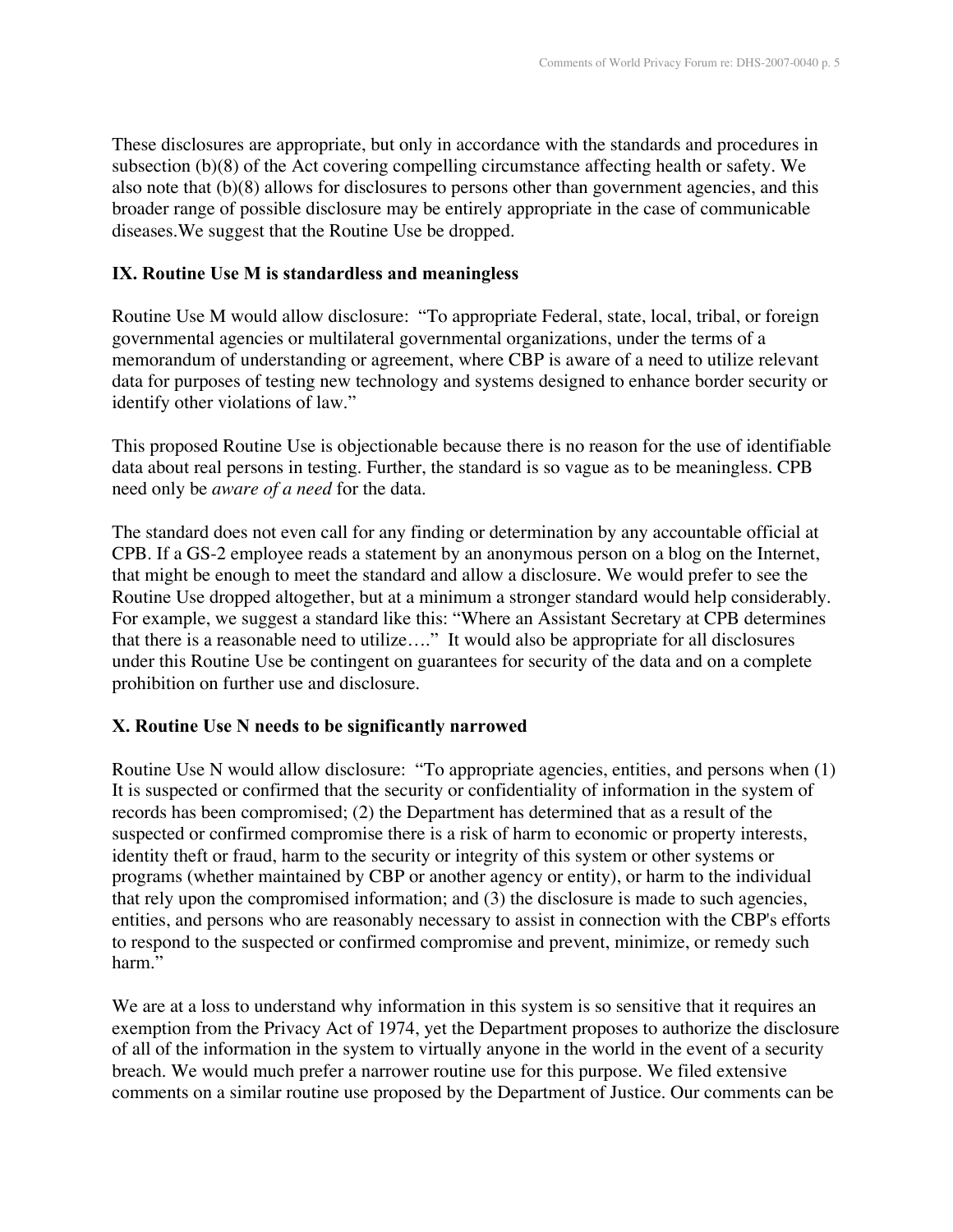These disclosures are appropriate, but only in accordance with the standards and procedures in subsection (b)(8) of the Act covering compelling circumstance affecting health or safety. We also note that (b)(8) allows for disclosures to persons other than government agencies, and this broader range of possible disclosure may be entirely appropriate in the case of communicable diseases.We suggest that the Routine Use be dropped.

### IX. Routine Use M is standardless and meaningless

Routine Use M would allow disclosure: "To appropriate Federal, state, local, tribal, or foreign governmental agencies or multilateral governmental organizations, under the terms of a memorandum of understanding or agreement, where CBP is aware of a need to utilize relevant data for purposes of testing new technology and systems designed to enhance border security or identify other violations of law."

This proposed Routine Use is objectionable because there is no reason for the use of identifiable data about real persons in testing. Further, the standard is so vague as to be meaningless. CPB need only be *aware of a need* for the data.

The standard does not even call for any finding or determination by any accountable official at CPB. If a GS-2 employee reads a statement by an anonymous person on a blog on the Internet, that might be enough to meet the standard and allow a disclosure. We would prefer to see the Routine Use dropped altogether, but at a minimum a stronger standard would help considerably. For example, we suggest a standard like this: "Where an Assistant Secretary at CPB determines that there is a reasonable need to utilize…." It would also be appropriate for all disclosures under this Routine Use be contingent on guarantees for security of the data and on a complete prohibition on further use and disclosure.

### X. Routine Use N needs to be significantly narrowed

Routine Use N would allow disclosure: "To appropriate agencies, entities, and persons when (1) It is suspected or confirmed that the security or confidentiality of information in the system of records has been compromised; (2) the Department has determined that as a result of the suspected or confirmed compromise there is a risk of harm to economic or property interests, identity theft or fraud, harm to the security or integrity of this system or other systems or programs (whether maintained by CBP or another agency or entity), or harm to the individual that rely upon the compromised information; and (3) the disclosure is made to such agencies, entities, and persons who are reasonably necessary to assist in connection with the CBP's efforts to respond to the suspected or confirmed compromise and prevent, minimize, or remedy such harm."

We are at a loss to understand why information in this system is so sensitive that it requires an exemption from the Privacy Act of 1974, yet the Department proposes to authorize the disclosure of all of the information in the system to virtually anyone in the world in the event of a security breach. We would much prefer a narrower routine use for this purpose. We filed extensive comments on a similar routine use proposed by the Department of Justice. Our comments can be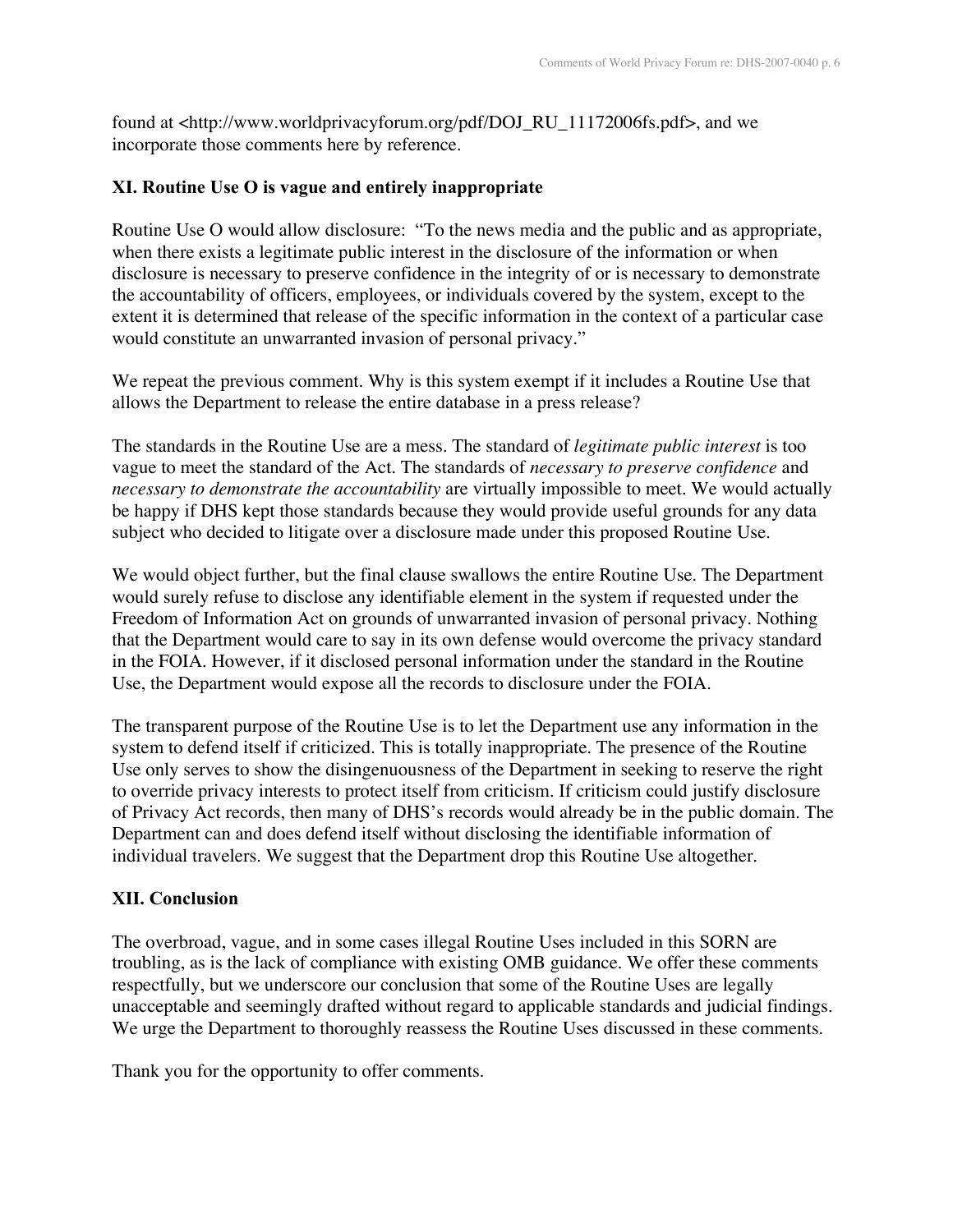found at <http://www.worldprivacyforum.org/pdf/DOJ_RU_11172006fs.pdf>, and we incorporate those comments here by reference.

## XI. Routine Use O is vague and entirely inappropriate

Routine Use O would allow disclosure: "To the news media and the public and as appropriate, when there exists a legitimate public interest in the disclosure of the information or when disclosure is necessary to preserve confidence in the integrity of or is necessary to demonstrate the accountability of officers, employees, or individuals covered by the system, except to the extent it is determined that release of the specific information in the context of a particular case would constitute an unwarranted invasion of personal privacy."

We repeat the previous comment. Why is this system exempt if it includes a Routine Use that allows the Department to release the entire database in a press release?

The standards in the Routine Use are a mess. The standard of *legitimate public interest* is too vague to meet the standard of the Act. The standards of *necessary to preserve confidence* and *necessary to demonstrate the accountability* are virtually impossible to meet. We would actually be happy if DHS kept those standards because they would provide useful grounds for any data subject who decided to litigate over a disclosure made under this proposed Routine Use.

We would object further, but the final clause swallows the entire Routine Use. The Department would surely refuse to disclose any identifiable element in the system if requested under the Freedom of Information Act on grounds of unwarranted invasion of personal privacy. Nothing that the Department would care to say in its own defense would overcome the privacy standard in the FOIA. However, if it disclosed personal information under the standard in the Routine Use, the Department would expose all the records to disclosure under the FOIA.

The transparent purpose of the Routine Use is to let the Department use any information in the system to defend itself if criticized. This is totally inappropriate. The presence of the Routine Use only serves to show the disingenuousness of the Department in seeking to reserve the right to override privacy interests to protect itself from criticism. If criticism could justify disclosure of Privacy Act records, then many of DHS's records would already be in the public domain. The Department can and does defend itself without disclosing the identifiable information of individual travelers. We suggest that the Department drop this Routine Use altogether.

## XII. Conclusion

The overbroad, vague, and in some cases illegal Routine Uses included in this SORN are troubling, as is the lack of compliance with existing OMB guidance. We offer these comments respectfully, but we underscore our conclusion that some of the Routine Uses are legally unacceptable and seemingly drafted without regard to applicable standards and judicial findings. We urge the Department to thoroughly reassess the Routine Uses discussed in these comments.

Thank you for the opportunity to offer comments.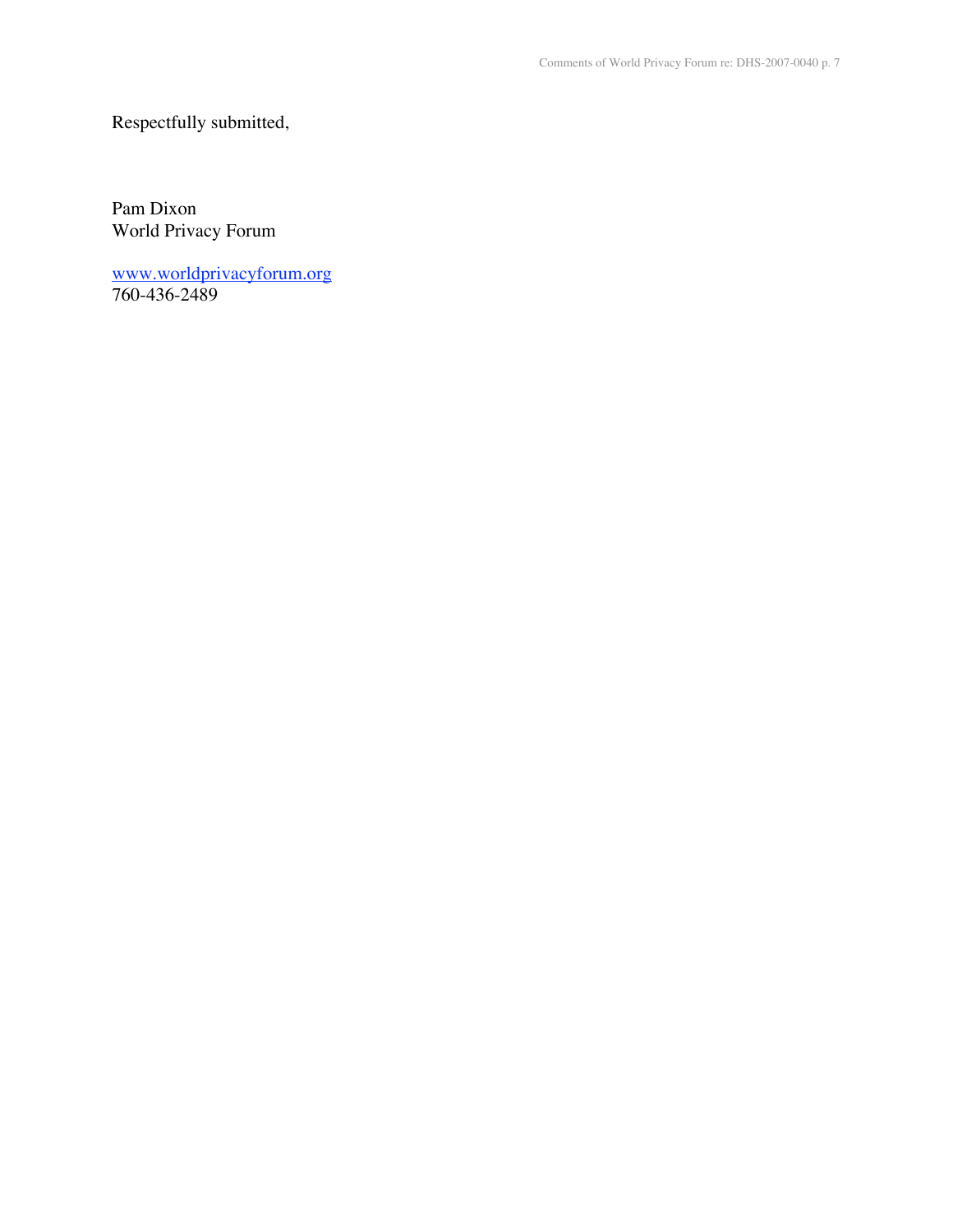Respectfully submitted,

Pam Dixon  
World Privacy Forum

www.worldprivacyforum.org  
760-436-2489